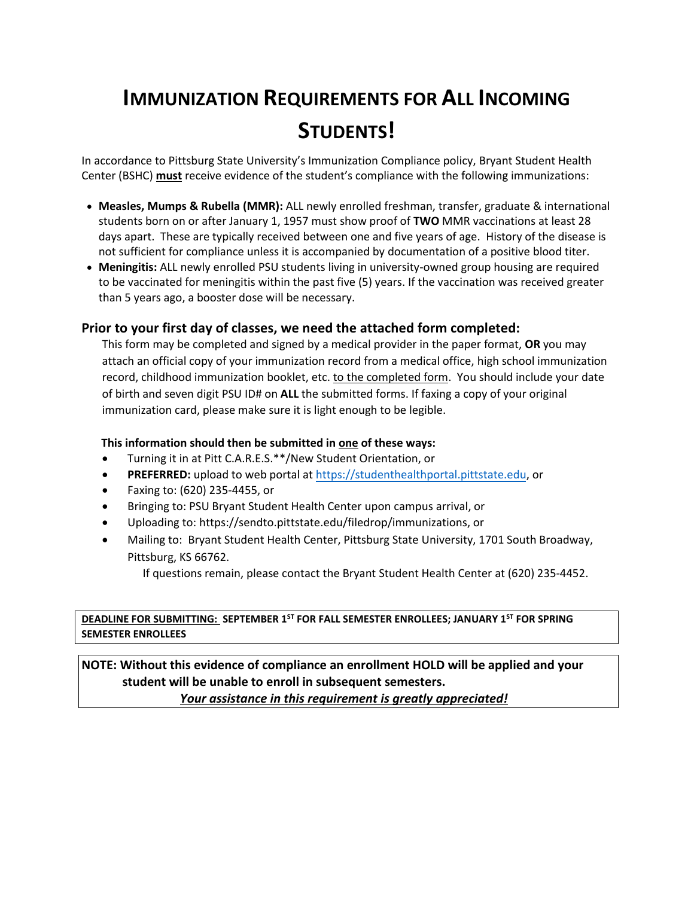# IMMUNIZATION REQUIREMENTS FOR ALL INCOMING STUDENTS!

In accordance to Pittsburg State University's Immunization Compliance policy, Bryant Student Health Center (BSHC) **must** receive evidence of the student's compliance with the following immunizations:

- **Measles, Mumps & Rubella (MMR):** ALL newly enrolled freshman, transfer, graduate & international students born on or after January 1, 1957 must show proof of **TWO** MMR vaccinations at least 28 days apart. These are typically received between one and five years of age. History of the disease is not sufficient for compliance unless it is accompanied by documentation of a positive blood titer.
- **Meningitis:** ALL newly enrolled PSU students living in university-owned group housing are required to be vaccinated for meningitis within the past five (5) years. If the vaccination was received greater than 5 years ago, a booster dose will be necessary.

### Prior to your first day of classes, we need the attached form completed:

This form may be completed and signed by a medical provider in the paper format, **OR** you may attach an official copy of your immunization record from a medical office, high school immunization record, childhood immunization booklet, etc. to the completed form. You should include your date of birth and seven digit PSU ID# on **ALL** the submitted forms. If faxing a copy of your original immunization card, please make sure it is light enough to be legible.

**This information should then be submitted in one of these ways:**

- Turning it in at Pitt C.A.R.E.S.**/New Student Orientation, or
- **PREFERRED:** upload to web portal at https://studenthealthportal.pittstate.edu, or
- Faxing to: (620) 235-4455, or
- Bringing to: PSU Bryant Student Health Center upon campus arrival, or
- Uploading to: https://sendto.pittstate.edu/filedrop/immunizations, or
- Mailing to: Bryant Student Health Center, Pittsburg State University, 1701 South Broadway, Pittsburg, KS 66762.

If questions remain, please contact the Bryant Student Health Center at (620) 235-4452.

**DEADLINE FOR SUBMITTING: SEPTEMBER 1ST FOR FALL SEMESTER ENROLLEES; JANUARY 1ST FOR SPRING SEMESTER ENROLLEES**

**NOTE: Without this evidence of compliance an enrollment HOLD will be applied and your student will be unable to enroll in subsequent semesters.**

***Your assistance in this requirement is greatly appreciated!***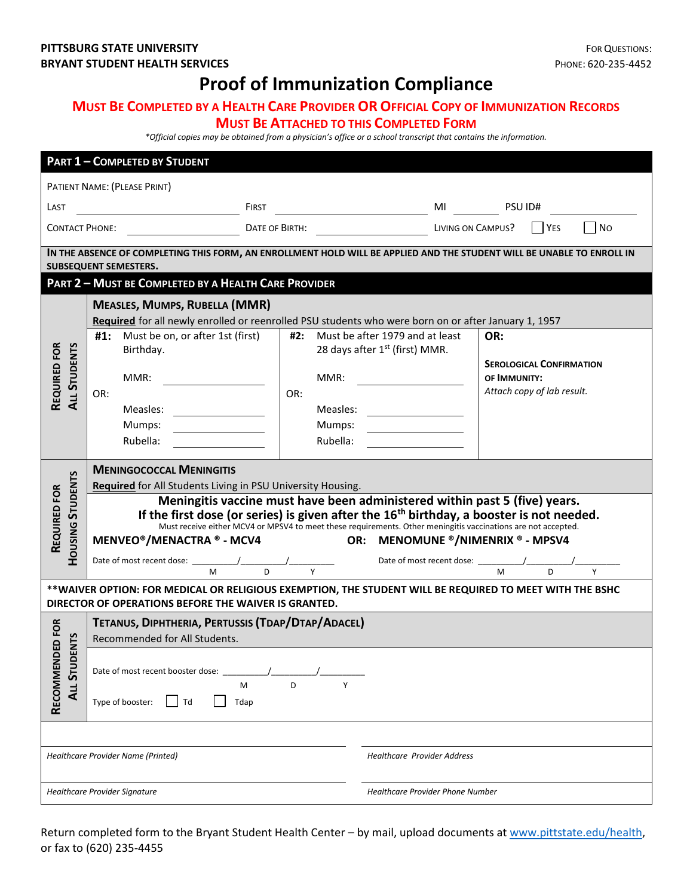**PITTSBURG STATE UNIVERSITY**
**BRYANT STUDENT HEALTH SERVICES**

FOR QUESTIONS:
PHONE: 620-235-4452

# Proof of Immunization Compliance

**MUST BE COMPLETED BY A HEALTH CARE PROVIDER OR OFFICIAL COPY OF IMMUNIZATION RECORDS MUST BE ATTACHED TO THIS COMPLETED FORM**

*\*Official copies may be obtained from a physician's office or a school transcript that contains the information.*

## PART 1 – COMPLETED BY STUDENT

PATIENT NAME: (PLEASE PRINT)

LAST ______________ FIRST ______________ MI ________ PSU ID# ______________

CONTACT PHONE: ______________ DATE OF BIRTH: ______________ LIVING ON CAMPUS? ☐ YES ☐ NO

**IN THE ABSENCE OF COMPLETING THIS FORM, AN ENROLLMENT HOLD WILL BE APPLIED AND THE STUDENT WILL BE UNABLE TO ENROLL IN SUBSEQUENT SEMESTERS.**

## PART 2 – MUST BE COMPLETED BY A HEALTH CARE PROVIDER

### REQUIRED FOR ALL STUDENTS

**MEASLES, MUMPS, RUBELLA (MMR)**

**Required** for all newly enrolled or reenrolled PSU students who were born on or after January 1, 1957

| | | |
|---|---|---|
| **#1:** Must be on, or after 1st (first) Birthday.<br><br>MMR: __________<br>OR:<br>Measles: __________<br>Mumps: __________<br>Rubella: __________ | **#2:** Must be after 1979 and at least 28 days after 1st (first) MMR.<br><br>MMR: __________<br>OR:<br>Measles: __________<br>Mumps: __________<br>Rubella: __________ | **OR:**<br><br>**SEROLOGICAL CONFIRMATION OF IMMUNITY:**<br>*Attach copy of lab result.* |

### REQUIRED FOR HOUSING STUDENTS

**MENINGOCOCCAL MENINGITIS**

**Required** for All Students Living in PSU University Housing.

**Meningitis vaccine must have been administered within past 5 (five) years.**
**If the first dose (or series) is given after the 16th birthday, a booster is not needed.**

Must receive either MCV4 or MPSV4 to meet these requirements. Other meningitis vaccinations are not accepted.

**MENVEO®/MENACTRA ® - MCV4** — Date of most recent dose: _________/_________/_________ (M / D / Y)

**OR: MENOMUNE ®/NIMENRIX ® - MPSV4** — Date of most recent dose: _________/_________/_________ (M / D / Y)

**\*\*WAIVER OPTION: FOR MEDICAL OR RELIGIOUS EXEMPTION, THE STUDENT WILL BE REQUIRED TO MEET WITH THE BSHC DIRECTOR OF OPERATIONS BEFORE THE WAIVER IS GRANTED.**

### RECOMMENDED FOR ALL STUDENTS

**TETANUS, DIPHTHERIA, PERTUSSIS (TDAP/DTAP/ADACEL)**

Recommended for All Students.

Date of most recent booster dose: _________/_________/_________ (M / D / Y)

Type of booster: ☐ Td ☐ Tdap

______________________________ ______________________________
*Healthcare Provider Name (Printed)* *Healthcare Provider Address*

______________________________ ______________________________
*Healthcare Provider Signature* *Healthcare Provider Phone Number*

Return completed form to the Bryant Student Health Center – by mail, upload documents at www.pittstate.edu/health, or fax to (620) 235-4455